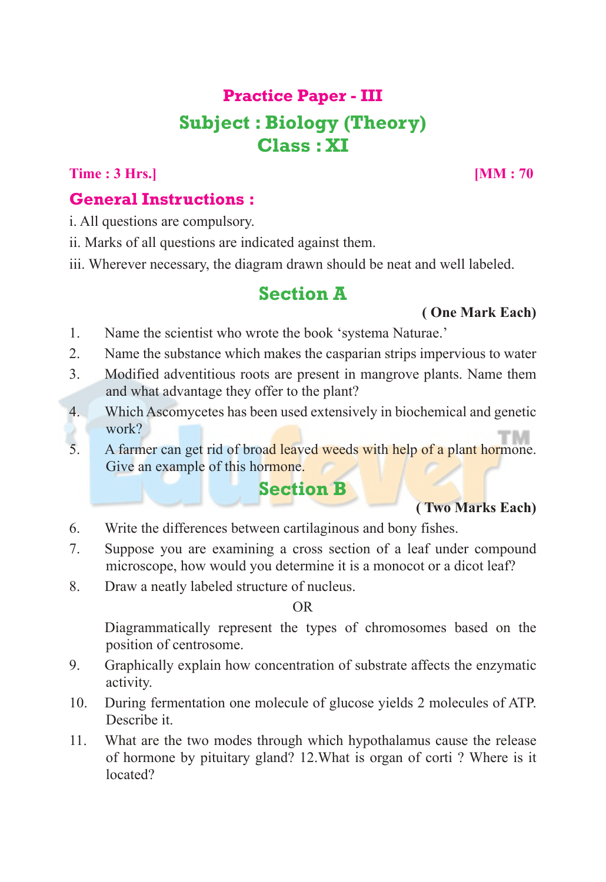# Practice Paper - III

## Subject : Biology (Theory)

## Class : XI

**Time : 3 Hrs.]** **[MM : 70**

### General Instructions :

i. All questions are compulsory.

ii. Marks of all questions are indicated against them.

iii. Wherever necessary, the diagram drawn should be neat and well labeled.

## Section A

**( One Mark Each)**

1. Name the scientist who wrote the book 'systema Naturae.'
2. Name the substance which makes the casparian strips impervious to water
3. Modified adventitious roots are present in mangrove plants. Name them and what advantage they offer to the plant?
4. Which Ascomycetes has been used extensively in biochemical and genetic work?
5. A farmer can get rid of broad leaved weeds with help of a plant hormone. Give an example of this hormone.

## Section B

**( Two Marks Each)**

6. Write the differences between cartilaginous and bony fishes.
7. Suppose you are examining a cross section of a leaf under compound microscope, how would you determine it is a monocot or a dicot leaf?
8. Draw a neatly labeled structure of nucleus.

   OR

   Diagrammatically represent the types of chromosomes based on the position of centrosome.
9. Graphically explain how concentration of substrate affects the enzymatic activity.
10. During fermentation one molecule of glucose yields 2 molecules of ATP. Describe it.
11. What are the two modes through which hypothalamus cause the release of hormone by pituitary gland? 12.What is organ of corti ? Where is it located?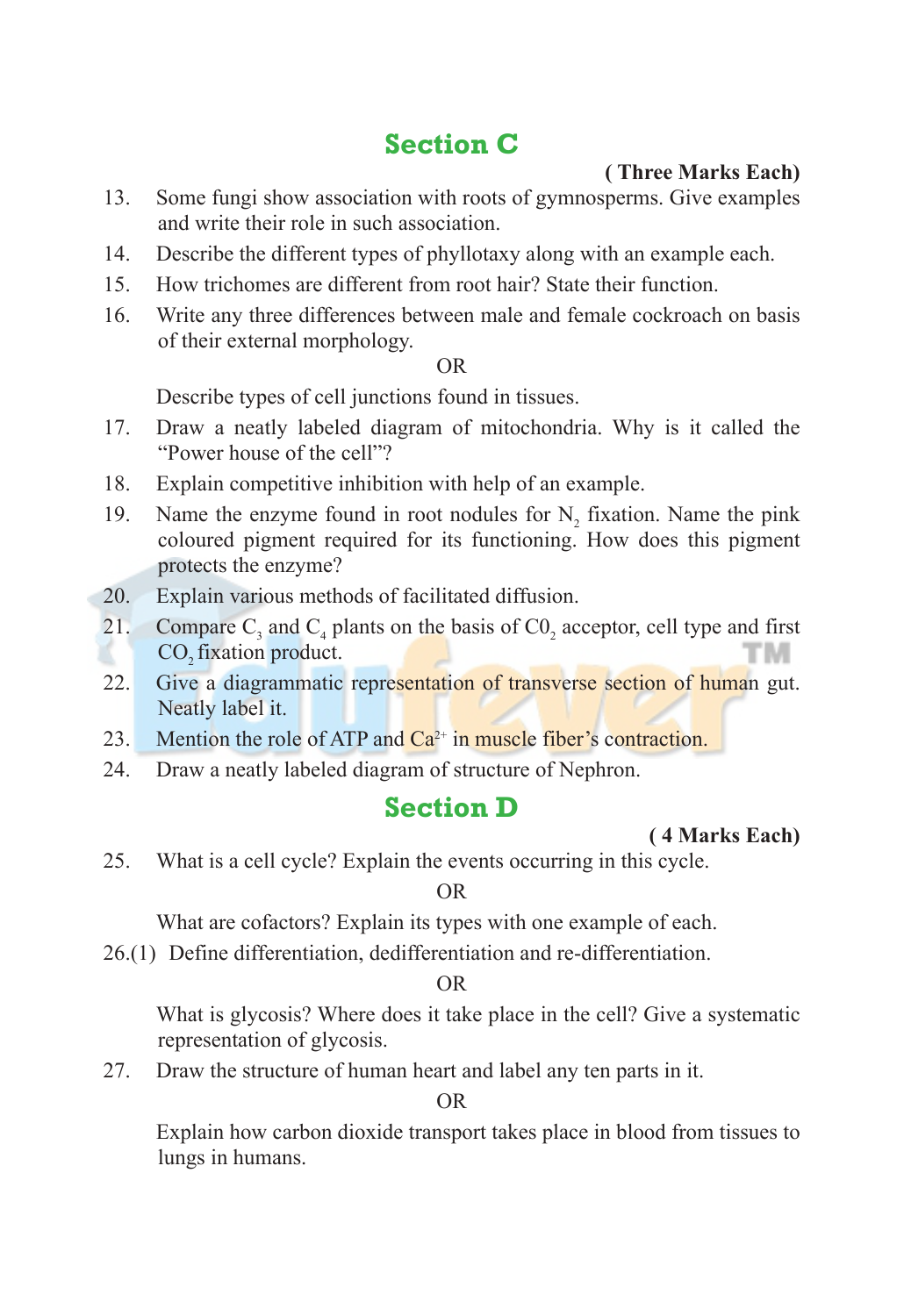## Section C

**( Three Marks Each)**

13. Some fungi show association with roots of gymnosperms. Give examples and write their role in such association.
14. Describe the different types of phyllotaxy along with an example each.
15. How trichomes are different from root hair? State their function.
16. Write any three differences between male and female cockroach on basis of their external morphology.

    OR

    Describe types of cell junctions found in tissues.
17. Draw a neatly labeled diagram of mitochondria. Why is it called the "Power house of the cell"?
18. Explain competitive inhibition with help of an example.
19. Name the enzyme found in root nodules for $N_2$ fixation. Name the pink coloured pigment required for its functioning. How does this pigment protects the enzyme?
20. Explain various methods of facilitated diffusion.
21. Compare $C_3$ and $C_4$ plants on the basis of $C0_2$ acceptor, cell type and first $CO_2$ fixation product.
22. Give a diagrammatic representation of transverse section of human gut. Neatly label it.
23. Mention the role of ATP and $Ca^{2+}$ in muscle fiber's contraction.
24. Draw a neatly labeled diagram of structure of Nephron.

## Section D

**( 4 Marks Each)**

25. What is a cell cycle? Explain the events occurring in this cycle.

    OR

    What are cofactors? Explain its types with one example of each.

26.(1) Define differentiation, dedifferentiation and re-differentiation.

    OR

    What is glycosis? Where does it take place in the cell? Give a systematic representation of glycosis.

27. Draw the structure of human heart and label any ten parts in it.

    OR

    Explain how carbon dioxide transport takes place in blood from tissues to lungs in humans.